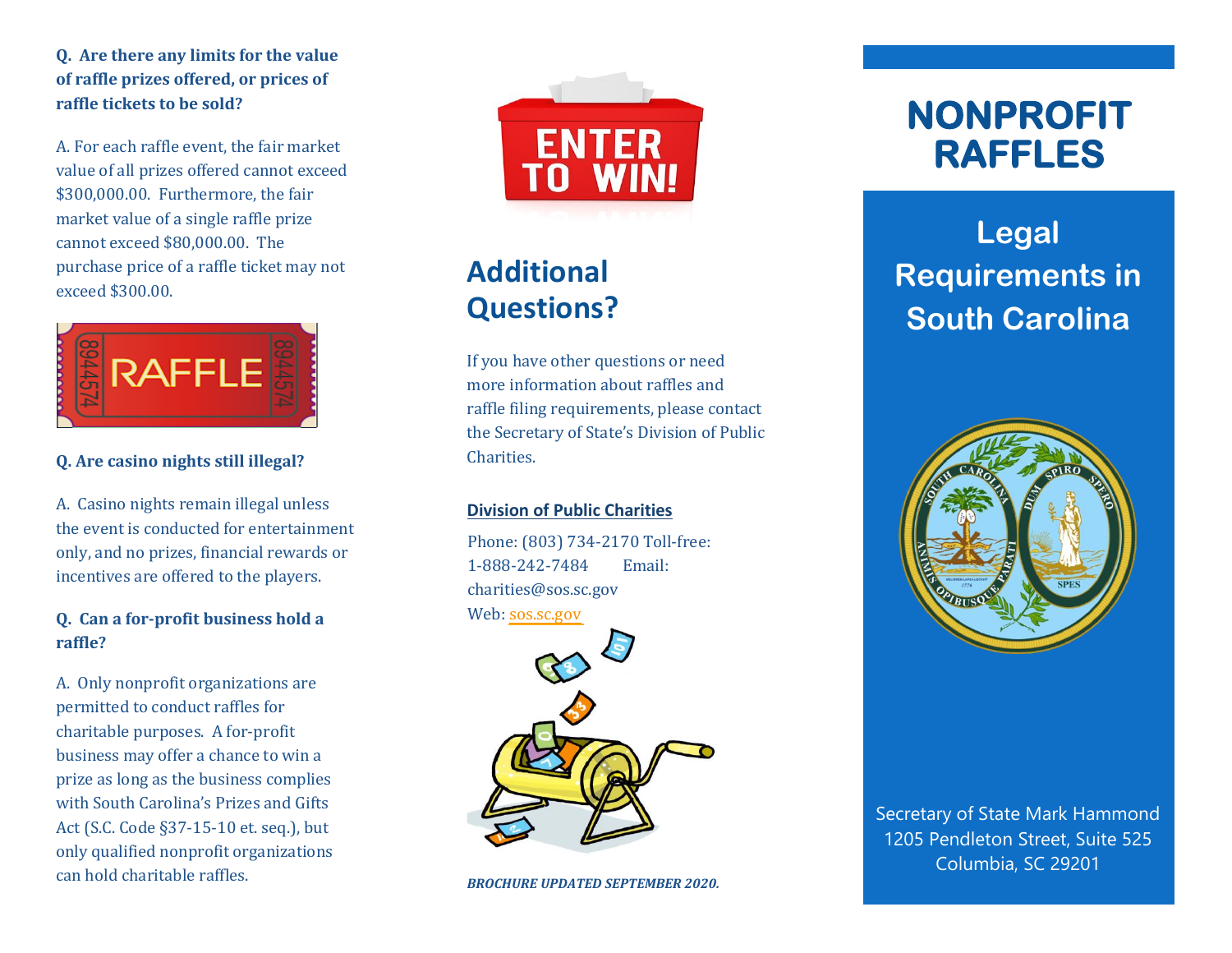**Q. Are there any limits for the value of raffle prizes offered, or prices of raffle tickets to be sold?**

A. For each raffle event, the fair market value of all prizes offered cannot exceed $300,000.00. Furthermore, the fair market value of a single raffle prize cannot exceed $80,000.00. The purchase price of a raffle ticket may not exceed $300.00.

**Q. Are casino nights still illegal?**

A. Casino nights remain illegal unless the event is conducted for entertainment only, and no prizes, financial rewards or incentives are offered to the players.

**Q. Can a for-profit business hold a raffle?**

A. Only nonprofit organizations are permitted to conduct raffles for charitable purposes. A for-profit business may offer a chance to win a prize as long as the business complies with South Carolina's Prizes and Gifts Act (S.C. Code §37-15-10 et. seq.), but only qualified nonprofit organizations can hold charitable raffles.

## Additional Questions?

If you have other questions or need more information about raffles and raffle filing requirements, please contact the Secretary of State's Division of Public Charities.

**Division of Public Charities**

Phone: (803) 734-2170 Toll-free: 1-888-242-7484 Email: charities@sos.sc.gov
Web: sos.sc.gov

***BROCHURE UPDATED SEPTEMBER 2020.***

# NONPROFIT RAFFLES

## Legal Requirements in South Carolina

Secretary of State Mark Hammond
1205 Pendleton Street, Suite 525
Columbia, SC 29201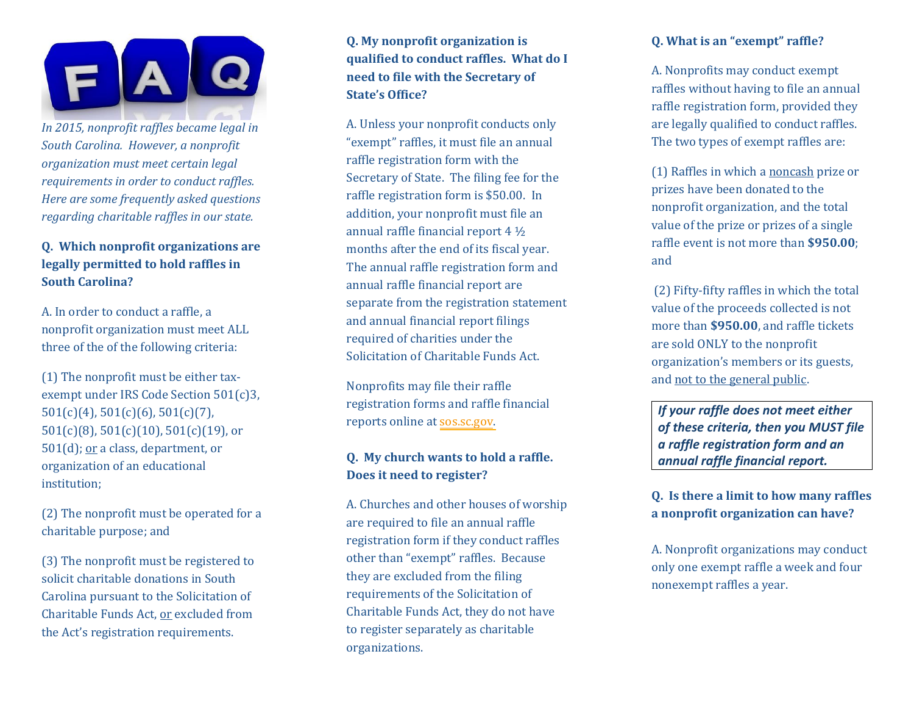*In 2015, nonprofit raffles became legal in South Carolina. However, a nonprofit organization must meet certain legal requirements in order to conduct raffles. Here are some frequently asked questions regarding charitable raffles in our state.*

**Q. Which nonprofit organizations are legally permitted to hold raffles in South Carolina?**

A. In order to conduct a raffle, a nonprofit organization must meet ALL three of the of the following criteria:

(1) The nonprofit must be either tax-exempt under IRS Code Section 501(c)3, 501(c)(4), 501(c)(6), 501(c)(7), 501(c)(8), 501(c)(10), 501(c)(19), or 501(d); or a class, department, or organization of an educational institution;

(2) The nonprofit must be operated for a charitable purpose; and

(3) The nonprofit must be registered to solicit charitable donations in South Carolina pursuant to the Solicitation of Charitable Funds Act, or excluded from the Act's registration requirements.

**Q. My nonprofit organization is qualified to conduct raffles. What do I need to file with the Secretary of State's Office?**

A. Unless your nonprofit conducts only "exempt" raffles, it must file an annual raffle registration form with the Secretary of State. The filing fee for the raffle registration form is $50.00. In addition, your nonprofit must file an annual raffle financial report 4 ½ months after the end of its fiscal year. The annual raffle registration form and annual raffle financial report are separate from the registration statement and annual financial report filings required of charities under the Solicitation of Charitable Funds Act.

Nonprofits may file their raffle registration forms and raffle financial reports online at sos.sc.gov.

**Q. My church wants to hold a raffle. Does it need to register?**

A. Churches and other houses of worship are required to file an annual raffle registration form if they conduct raffles other than "exempt" raffles. Because they are excluded from the filing requirements of the Solicitation of Charitable Funds Act, they do not have to register separately as charitable organizations.

**Q. What is an "exempt" raffle?**

A. Nonprofits may conduct exempt raffles without having to file an annual raffle registration form, provided they are legally qualified to conduct raffles. The two types of exempt raffles are:

(1) Raffles in which a noncash prize or prizes have been donated to the nonprofit organization, and the total value of the prize or prizes of a single raffle event is not more than **$950.00**; and

(2) Fifty-fifty raffles in which the total value of the proceeds collected is not more than **$950.00**, and raffle tickets are sold ONLY to the nonprofit organization's members or its guests, and not to the general public.

***If your raffle does not meet either of these criteria, then you MUST file a raffle registration form and an annual raffle financial report.***

**Q. Is there a limit to how many raffles a nonprofit organization can have?**

A. Nonprofit organizations may conduct only one exempt raffle a week and four nonexempt raffles a year.